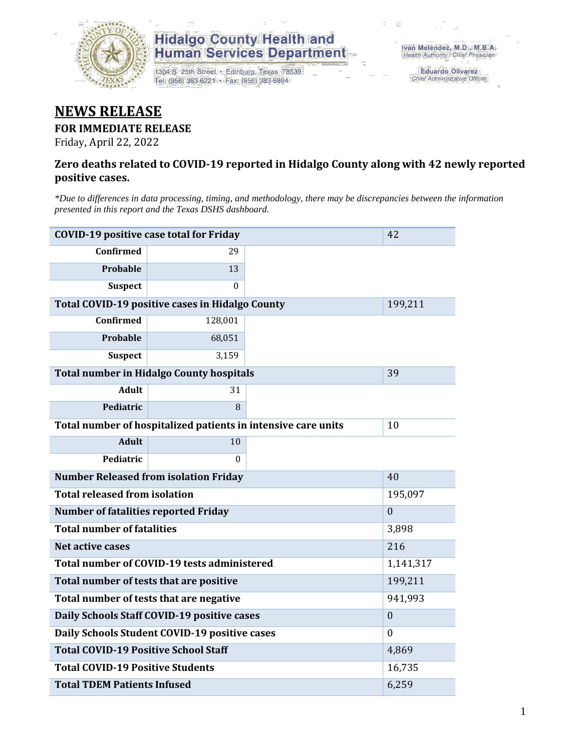Hidalgo County Health and Human Services Department

1304 S. 25th Street • Edinburg, Texas 78539
Tel: (956) 383-6221 • Fax: (956) 383-8864

Iván Meléndez, M.D., M.B.A.
*Health Authority / Chief Physician*

Eduardo Olivarez
*Chief Administrative Officer*

# NEWS RELEASE

**FOR IMMEDIATE RELEASE**

Friday, April 22, 2022

### Zero deaths related to COVID-19 reported in Hidalgo County along with 42 newly reported positive cases.

*\*Due to differences in data processing, timing, and methodology, there may be discrepancies between the information presented in this report and the Texas DSHS dashboard.*

| COVID-19 positive case total for Friday | | 42 |
|---|---|---|
| Confirmed | 29 | |
| Probable | 13 | |
| Suspect | 0 | |
| **Total COVID-19 positive cases in Hidalgo County** | | 199,211 |
| Confirmed | 128,001 | |
| Probable | 68,051 | |
| Suspect | 3,159 | |
| **Total number in Hidalgo County hospitals** | | 39 |
| Adult | 31 | |
| Pediatric | 8 | |
| **Total number of hospitalized patients in intensive care units** | | 10 |
| Adult | 10 | |
| Pediatric | 0 | |
| **Number Released from isolation Friday** | | 40 |
| **Total released from isolation** | | 195,097 |
| **Number of fatalities reported Friday** | | 0 |
| **Total number of fatalities** | | 3,898 |
| **Net active cases** | | 216 |
| **Total number of COVID-19 tests administered** | | 1,141,317 |
| **Total number of tests that are positive** | | 199,211 |
| **Total number of tests that are negative** | | 941,993 |
| **Daily Schools Staff COVID-19 positive cases** | | 0 |
| **Daily Schools Student COVID-19 positive cases** | | 0 |
| **Total COVID-19 Positive School Staff** | | 4,869 |
| **Total COVID-19 Positive Students** | | 16,735 |
| **Total TDEM Patients Infused** | | 6,259 |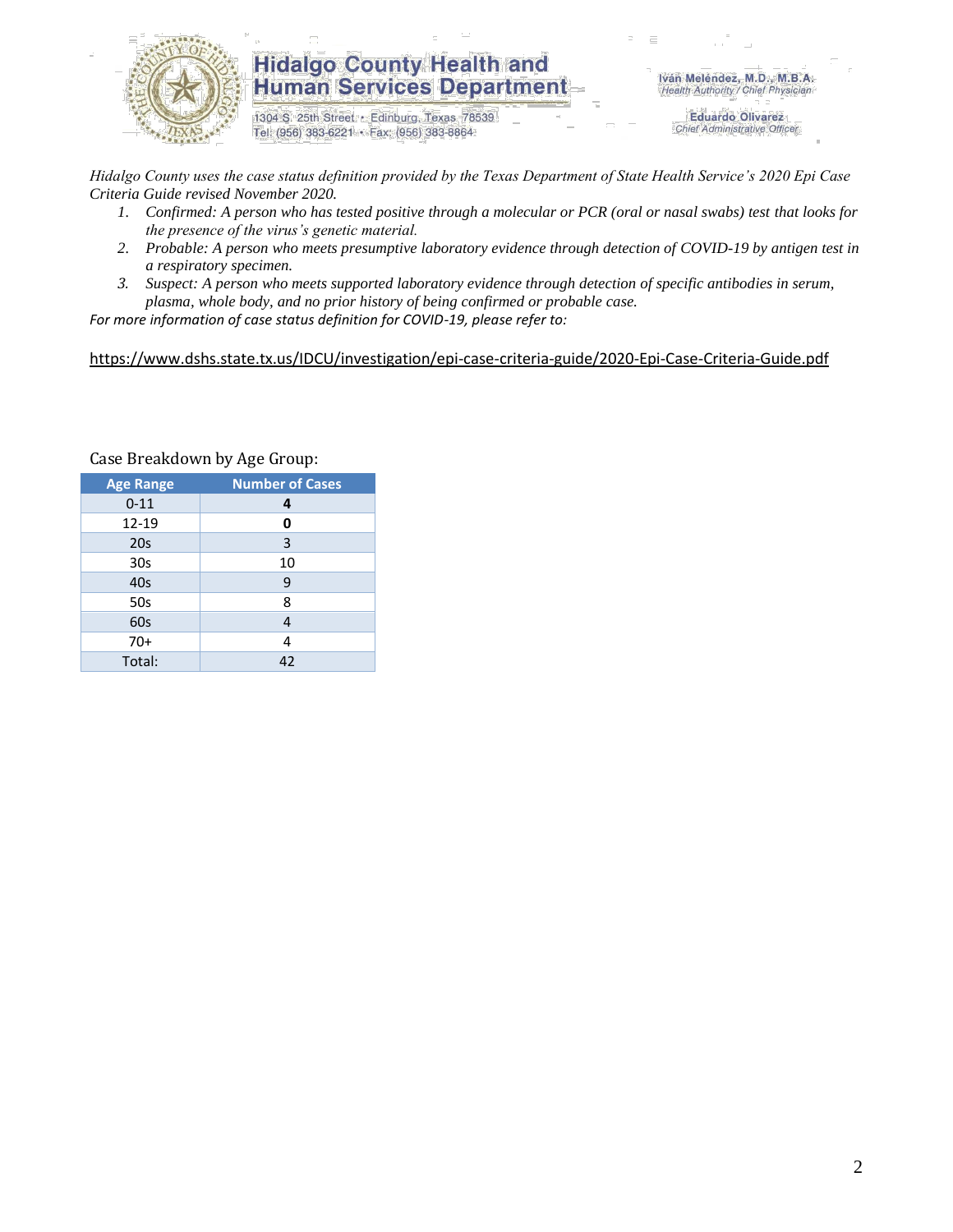*Hidalgo County uses the case status definition provided by the Texas Department of State Health Service's 2020 Epi Case Criteria Guide revised November 2020.*

1. *Confirmed: A person who has tested positive through a molecular or PCR (oral or nasal swabs) test that looks for the presence of the virus's genetic material.*
2. *Probable: A person who meets presumptive laboratory evidence through detection of COVID-19 by antigen test in a respiratory specimen.*
3. *Suspect: A person who meets supported laboratory evidence through detection of specific antibodies in serum, plasma, whole body, and no prior history of being confirmed or probable case.*

*For more information of case status definition for COVID-19, please refer to:*

https://www.dshs.state.tx.us/IDCU/investigation/epi-case-criteria-guide/2020-Epi-Case-Criteria-Guide.pdf

Case Breakdown by Age Group:

| Age Range | Number of Cases |
|---|---|
| 0-11 | **4** |
| 12-19 | **0** |
| 20s | 3 |
| 30s | 10 |
| 40s | 9 |
| 50s | 8 |
| 60s | 4 |
| 70+ | 4 |
| Total: | 42 |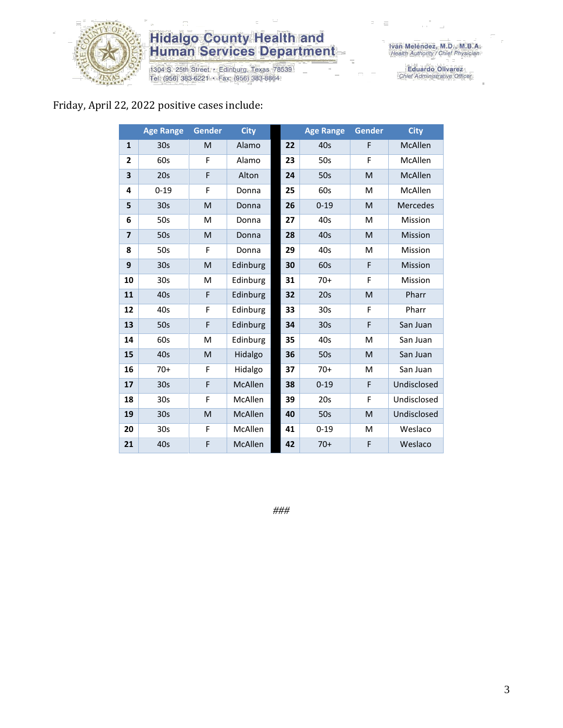# Hidalgo County Health and Human Services Department

1304 S. 25th Street • Edinburg, Texas 78539
Tel: (956) 383-6221 • Fax: (956) 383-8864

Iván Meléndez, M.D., M.B.A.
*Health Authority / Chief Physician*

Eduardo Olivarez
*Chief Administrative Officer*

Friday, April 22, 2022 positive cases include:

| | Age Range | Gender | City | | Age Range | Gender | City |
|---|---|---|---|---|---|---|---|
| **1** | 30s | M | Alamo | **22** | 40s | F | McAllen |
| **2** | 60s | F | Alamo | **23** | 50s | F | McAllen |
| **3** | 20s | F | Alton | **24** | 50s | M | McAllen |
| **4** | 0-19 | F | Donna | **25** | 60s | M | McAllen |
| **5** | 30s | M | Donna | **26** | 0-19 | M | Mercedes |
| **6** | 50s | M | Donna | **27** | 40s | M | Mission |
| **7** | 50s | M | Donna | **28** | 40s | M | Mission |
| **8** | 50s | F | Donna | **29** | 40s | M | Mission |
| **9** | 30s | M | Edinburg | **30** | 60s | F | Mission |
| **10** | 30s | M | Edinburg | **31** | 70+ | F | Mission |
| **11** | 40s | F | Edinburg | **32** | 20s | M | Pharr |
| **12** | 40s | F | Edinburg | **33** | 30s | F | Pharr |
| **13** | 50s | F | Edinburg | **34** | 30s | F | San Juan |
| **14** | 60s | M | Edinburg | **35** | 40s | M | San Juan |
| **15** | 40s | M | Hidalgo | **36** | 50s | M | San Juan |
| **16** | 70+ | F | Hidalgo | **37** | 70+ | M | San Juan |
| **17** | 30s | F | McAllen | **38** | 0-19 | F | Undisclosed |
| **18** | 30s | F | McAllen | **39** | 20s | F | Undisclosed |
| **19** | 30s | M | McAllen | **40** | 50s | M | Undisclosed |
| **20** | 30s | F | McAllen | **41** | 0-19 | M | Weslaco |
| **21** | 40s | F | McAllen | **42** | 70+ | F | Weslaco |

###